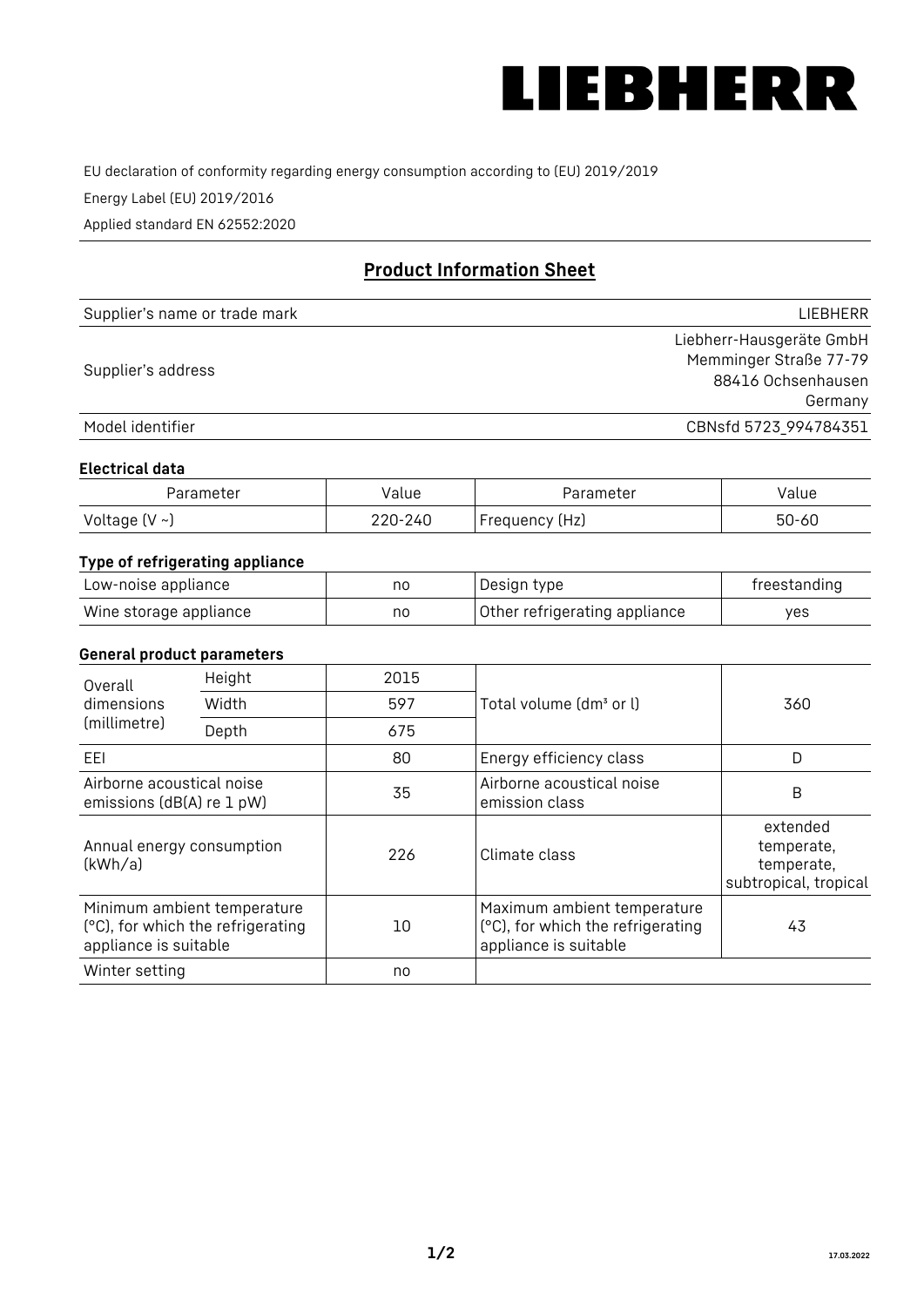# LIEBHERR

EU declaration of conformity regarding energy consumption according to (EU) 2019/2019

Energy Label (EU) 2019/2016

Applied standard EN 62552:2020

## Product Information Sheet

| | |
|---|---|
| Supplier's name or trade mark | LIEBHERR |
| Supplier's address | Liebherr-Hausgeräte GmbH<br>Memminger Straße 77-79<br>88416 Ochsenhausen<br>Germany |
| Model identifier | CBNsfd 5723_994784351 |

### Electrical data

| Parameter | Value | Parameter | Value |
|---|---|---|---|
| Voltage (V ~) | 220-240 | Frequency (Hz) | 50-60 |

### Type of refrigerating appliance

| | | | |
|---|---|---|---|
| Low-noise appliance | no | Design type | freestanding |
| Wine storage appliance | no | Other refrigerating appliance | yes |

### General product parameters

| | | | | |
|---|---|---|---|---|
| Overall dimensions (millimetre) | Height | 2015 | Total volume (dm³ or l) | 360 |
| | Width | 597 | | |
| | Depth | 675 | | |
| EEI | | 80 | Energy efficiency class | D |
| Airborne acoustical noise emissions (dB(A) re 1 pW) | | 35 | Airborne acoustical noise emission class | B |
| Annual energy consumption (kWh/a) | | 226 | Climate class | extended temperate, temperate, subtropical, tropical |
| Minimum ambient temperature (°C), for which the refrigerating appliance is suitable | | 10 | Maximum ambient temperature (°C), for which the refrigerating appliance is suitable | 43 |
| Winter setting | | no | | |

17.03.2022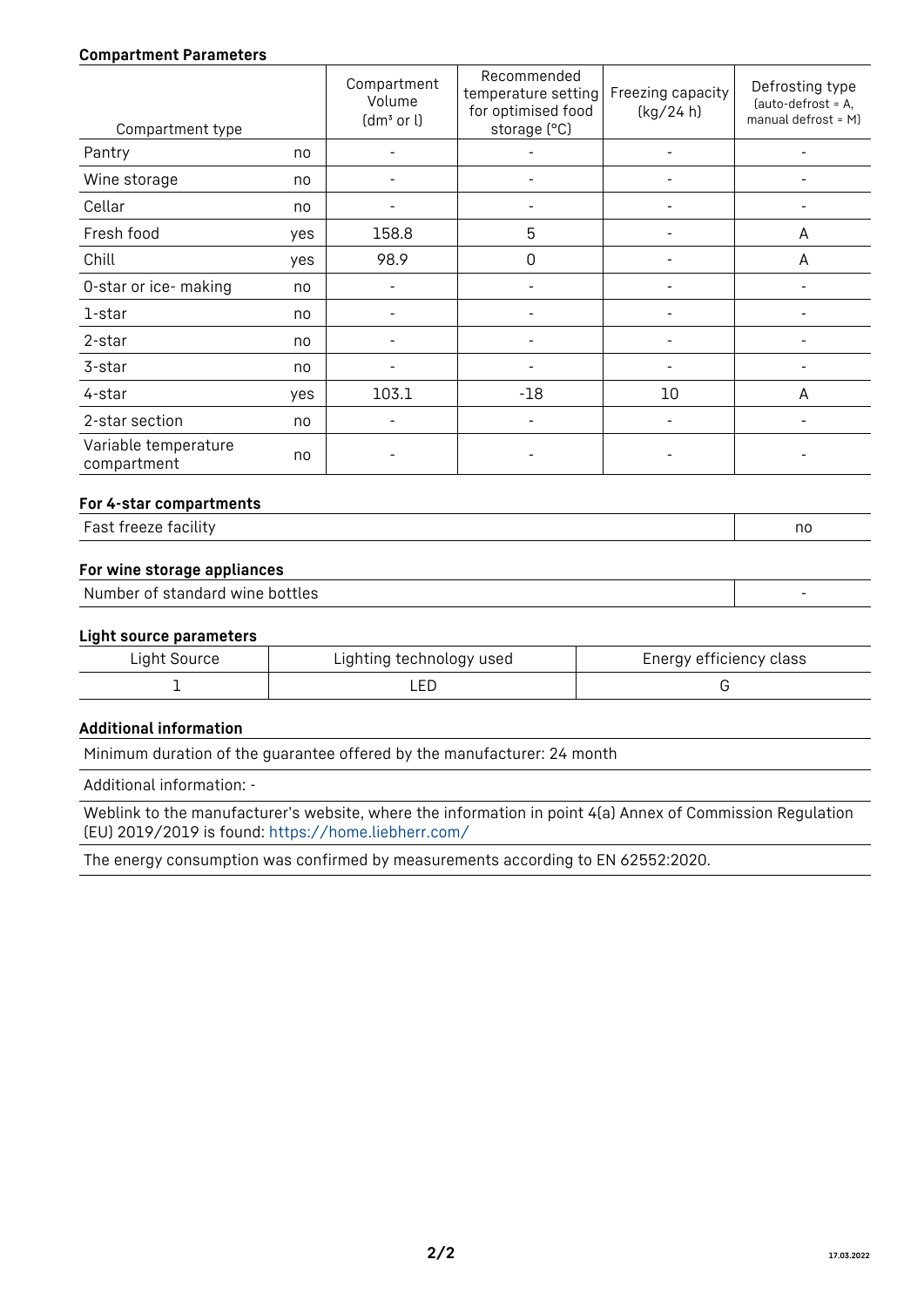**Compartment Parameters**

| Compartment type | | Compartment Volume (dm³ or l) | Recommended temperature setting for optimised food storage (°C) | Freezing capacity (kg/24 h) | Defrosting type (auto-defrost = A, manual defrost = M) |
|---|---|---|---|---|---|
| Pantry | no | - | - | - | - |
| Wine storage | no | - | - | - | - |
| Cellar | no | - | - | - | - |
| Fresh food | yes | 158.8 | 5 | - | A |
| Chill | yes | 98.9 | 0 | - | A |
| 0-star or ice- making | no | - | - | - | - |
| 1-star | no | - | - | - | - |
| 2-star | no | - | - | - | - |
| 3-star | no | - | - | - | - |
| 4-star | yes | 103.1 | -18 | 10 | A |
| 2-star section | no | - | - | - | - |
| Variable temperature compartment | no | - | - | - | - |

**For 4-star compartments**

| | |
|---|---|
| Fast freeze facility | no |

**For wine storage appliances**

| | |
|---|---|
| Number of standard wine bottles | - |

**Light source parameters**

| Light Source | Lighting technology used | Energy efficiency class |
|---|---|---|
| 1 | LED | G |

**Additional information**

Minimum duration of the guarantee offered by the manufacturer: 24 month

Additional information: -

Weblink to the manufacturer's website, where the information in point 4(a) Annex of Commission Regulation (EU) 2019/2019 is found: https://home.liebherr.com/

The energy consumption was confirmed by measurements according to EN 62552:2020.

17.03.2022